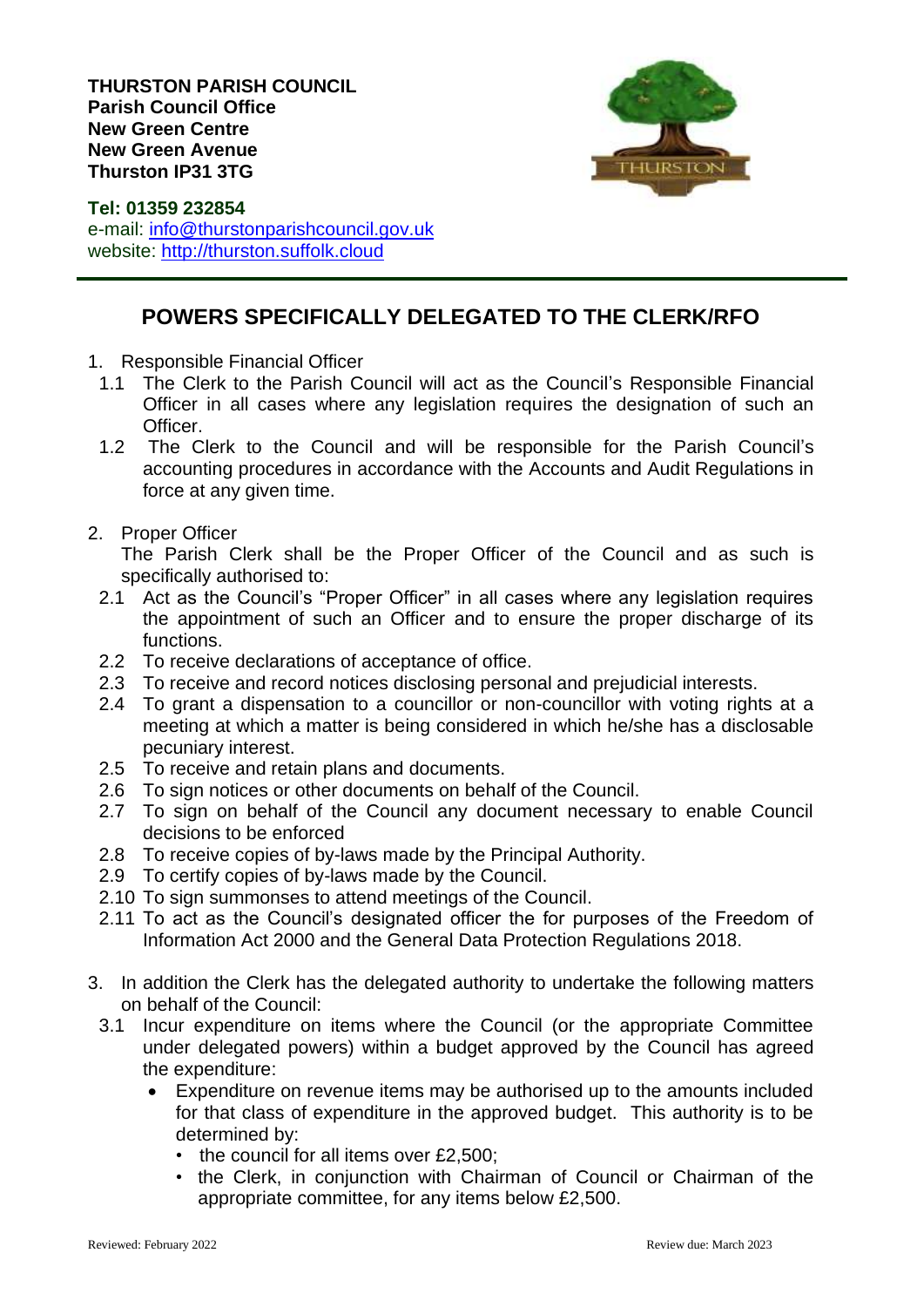**THURSTON PARISH COUNCIL**
**Parish Council Office**
**New Green Centre**
**New Green Avenue**
**Thurston IP31 3TG**

**Tel: 01359 232854**
e-mail: info@thurstonparishcouncil.gov.uk
website: http://thurston.suffolk.cloud

---

## POWERS SPECIFICALLY DELEGATED TO THE CLERK/RFO

1. Responsible Financial Officer
   1.1 The Clerk to the Parish Council will act as the Council's Responsible Financial Officer in all cases where any legislation requires the designation of such an Officer.
   1.2 The Clerk to the Council and will be responsible for the Parish Council's accounting procedures in accordance with the Accounts and Audit Regulations in force at any given time.

2. Proper Officer
   The Parish Clerk shall be the Proper Officer of the Council and as such is specifically authorised to:
   2.1 Act as the Council's "Proper Officer" in all cases where any legislation requires the appointment of such an Officer and to ensure the proper discharge of its functions.
   2.2 To receive declarations of acceptance of office.
   2.3 To receive and record notices disclosing personal and prejudicial interests.
   2.4 To grant a dispensation to a councillor or non-councillor with voting rights at a meeting at which a matter is being considered in which he/she has a disclosable pecuniary interest.
   2.5 To receive and retain plans and documents.
   2.6 To sign notices or other documents on behalf of the Council.
   2.7 To sign on behalf of the Council any document necessary to enable Council decisions to be enforced
   2.8 To receive copies of by-laws made by the Principal Authority.
   2.9 To certify copies of by-laws made by the Council.
   2.10 To sign summonses to attend meetings of the Council.
   2.11 To act as the Council's designated officer the for purposes of the Freedom of Information Act 2000 and the General Data Protection Regulations 2018.

3. In addition the Clerk has the delegated authority to undertake the following matters on behalf of the Council:
   3.1 Incur expenditure on items where the Council (or the appropriate Committee under delegated powers) within a budget approved by the Council has agreed the expenditure:
      - Expenditure on revenue items may be authorised up to the amounts included for that class of expenditure in the approved budget. This authority is to be determined by:
         - the council for all items over £2,500;
         - the Clerk, in conjunction with Chairman of Council or Chairman of the appropriate committee, for any items below £2,500.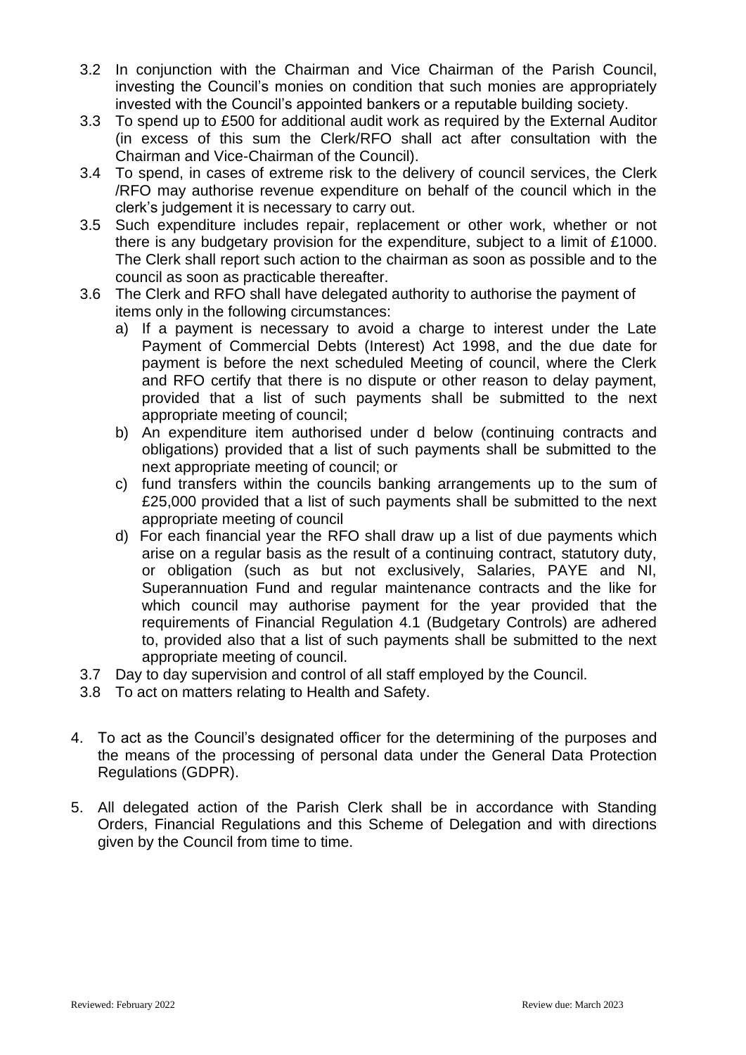3.2 In conjunction with the Chairman and Vice Chairman of the Parish Council, investing the Council's monies on condition that such monies are appropriately invested with the Council's appointed bankers or a reputable building society.

3.3 To spend up to £500 for additional audit work as required by the External Auditor (in excess of this sum the Clerk/RFO shall act after consultation with the Chairman and Vice-Chairman of the Council).

3.4 To spend, in cases of extreme risk to the delivery of council services, the Clerk /RFO may authorise revenue expenditure on behalf of the council which in the clerk's judgement it is necessary to carry out.

3.5 Such expenditure includes repair, replacement or other work, whether or not there is any budgetary provision for the expenditure, subject to a limit of £1000. The Clerk shall report such action to the chairman as soon as possible and to the council as soon as practicable thereafter.

3.6 The Clerk and RFO shall have delegated authority to authorise the payment of items only in the following circumstances:

   a) If a payment is necessary to avoid a charge to interest under the Late Payment of Commercial Debts (Interest) Act 1998, and the due date for payment is before the next scheduled Meeting of council, where the Clerk and RFO certify that there is no dispute or other reason to delay payment, provided that a list of such payments shall be submitted to the next appropriate meeting of council;
   b) An expenditure item authorised under d below (continuing contracts and obligations) provided that a list of such payments shall be submitted to the next appropriate meeting of council; or
   c) fund transfers within the councils banking arrangements up to the sum of £25,000 provided that a list of such payments shall be submitted to the next appropriate meeting of council
   d) For each financial year the RFO shall draw up a list of due payments which arise on a regular basis as the result of a continuing contract, statutory duty, or obligation (such as but not exclusively, Salaries, PAYE and NI, Superannuation Fund and regular maintenance contracts and the like for which council may authorise payment for the year provided that the requirements of Financial Regulation 4.1 (Budgetary Controls) are adhered to, provided also that a list of such payments shall be submitted to the next appropriate meeting of council.

3.7 Day to day supervision and control of all staff employed by the Council.

3.8 To act on matters relating to Health and Safety.

4. To act as the Council's designated officer for the determining of the purposes and the means of the processing of personal data under the General Data Protection Regulations (GDPR).

5. All delegated action of the Parish Clerk shall be in accordance with Standing Orders, Financial Regulations and this Scheme of Delegation and with directions given by the Council from time to time.

Reviewed: February 2022 Review due: March 2023